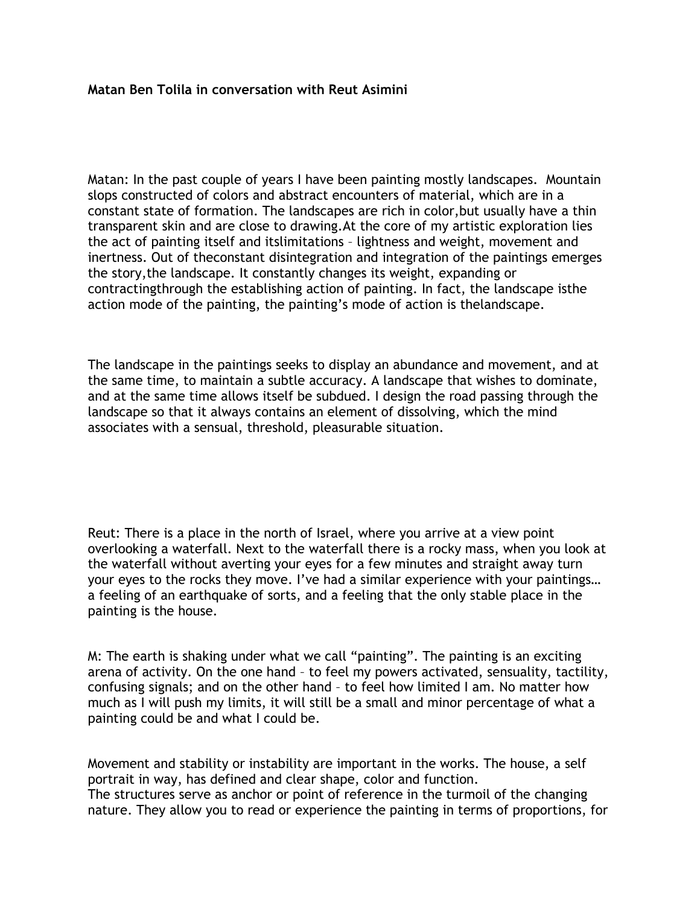**Matan Ben Tolila in conversation with Reut Asimini**

Matan: In the past couple of years I have been painting mostly landscapes. Mountain slops constructed of colors and abstract encounters of material, which are in a constant state of formation. The landscapes are rich in color,but usually have a thin transparent skin and are close to drawing.At the core of my artistic exploration lies the act of painting itself and itslimitations – lightness and weight, movement and inertness. Out of theconstant disintegration and integration of the paintings emerges the story,the landscape. It constantly changes its weight, expanding or contractingthrough the establishing action of painting. In fact, the landscape isthe action mode of the painting, the painting's mode of action is thelandscape.

The landscape in the paintings seeks to display an abundance and movement, and at the same time, to maintain a subtle accuracy. A landscape that wishes to dominate, and at the same time allows itself be subdued. I design the road passing through the landscape so that it always contains an element of dissolving, which the mind associates with a sensual, threshold, pleasurable situation.

Reut: There is a place in the north of Israel, where you arrive at a view point overlooking a waterfall. Next to the waterfall there is a rocky mass, when you look at the waterfall without averting your eyes for a few minutes and straight away turn your eyes to the rocks they move. I've had a similar experience with your paintings… a feeling of an earthquake of sorts, and a feeling that the only stable place in the painting is the house.

M: The earth is shaking under what we call "painting". The painting is an exciting arena of activity. On the one hand – to feel my powers activated, sensuality, tactility, confusing signals; and on the other hand – to feel how limited I am. No matter how much as I will push my limits, it will still be a small and minor percentage of what a painting could be and what I could be.

Movement and stability or instability are important in the works. The house, a self portrait in way, has defined and clear shape, color and function.
The structures serve as anchor or point of reference in the turmoil of the changing nature. They allow you to read or experience the painting in terms of proportions, for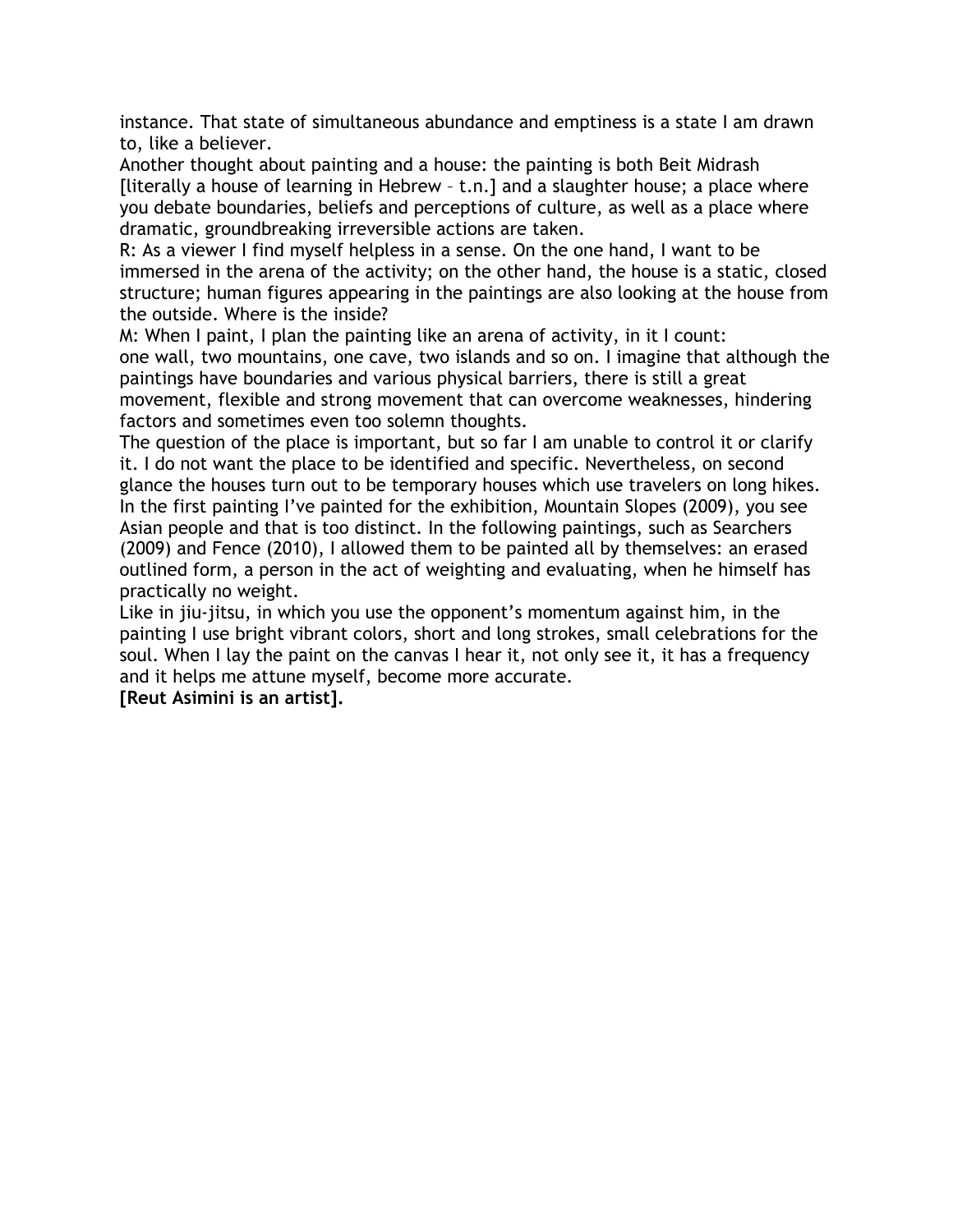instance. That state of simultaneous abundance and emptiness is a state I am drawn to, like a believer.

Another thought about painting and a house: the painting is both Beit Midrash [literally a house of learning in Hebrew – t.n.] and a slaughter house; a place where you debate boundaries, beliefs and perceptions of culture, as well as a place where dramatic, groundbreaking irreversible actions are taken.

R: As a viewer I find myself helpless in a sense. On the one hand, I want to be immersed in the arena of the activity; on the other hand, the house is a static, closed structure; human figures appearing in the paintings are also looking at the house from the outside. Where is the inside?

M: When I paint, I plan the painting like an arena of activity, in it I count: one wall, two mountains, one cave, two islands and so on. I imagine that although the paintings have boundaries and various physical barriers, there is still a great movement, flexible and strong movement that can overcome weaknesses, hindering factors and sometimes even too solemn thoughts.

The question of the place is important, but so far I am unable to control it or clarify it. I do not want the place to be identified and specific. Nevertheless, on second glance the houses turn out to be temporary houses which use travelers on long hikes. In the first painting I've painted for the exhibition, Mountain Slopes (2009), you see Asian people and that is too distinct. In the following paintings, such as Searchers (2009) and Fence (2010), I allowed them to be painted all by themselves: an erased outlined form, a person in the act of weighting and evaluating, when he himself has practically no weight.

Like in jiu-jitsu, in which you use the opponent's momentum against him, in the painting I use bright vibrant colors, short and long strokes, small celebrations for the soul. When I lay the paint on the canvas I hear it, not only see it, it has a frequency and it helps me attune myself, become more accurate.

**[Reut Asimini is an artist].**